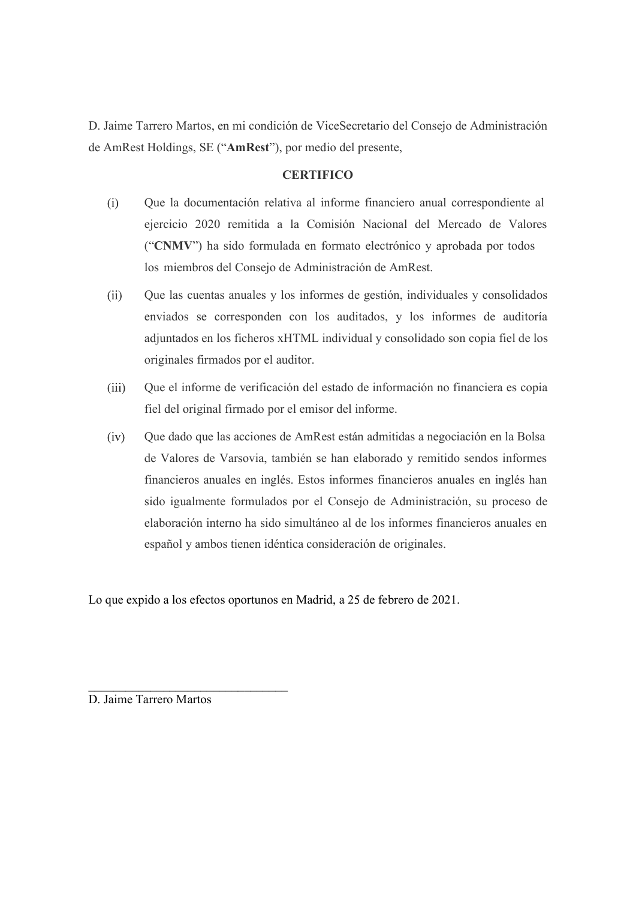D. Jaime Tarrero Martos, en mi condición de ViceSecretario del Consejo de Administración de AmRest Holdings, SE ("**AmRest**"), por medio del presente,

**CERTIFICO**

(i) Que la documentación relativa al informe financiero anual correspondiente al ejercicio 2020 remitida a la Comisión Nacional del Mercado de Valores ("**CNMV**") ha sido formulada en formato electrónico y aprobada por todos los miembros del Consejo de Administración de AmRest.

(ii) Que las cuentas anuales y los informes de gestión, individuales y consolidados enviados se corresponden con los auditados, y los informes de auditoría adjuntados en los ficheros xHTML individual y consolidado son copia fiel de los originales firmados por el auditor.

(iii) Que el informe de verificación del estado de información no financiera es copia fiel del original firmado por el emisor del informe.

(iv) Que dado que las acciones de AmRest están admitidas a negociación en la Bolsa de Valores de Varsovia, también se han elaborado y remitido sendos informes financieros anuales en inglés. Estos informes financieros anuales en inglés han sido igualmente formulados por el Consejo de Administración, su proceso de elaboración interno ha sido simultáneo al de los informes financieros anuales en español y ambos tienen idéntica consideración de originales.

Lo que expido a los efectos oportunos en Madrid, a 25 de febrero de 2021.

\_\_\_\_\_\_\_\_\_\_\_\_\_\_\_\_\_\_\_\_\_\_\_\_\_\_\_\_\_\_\_\_

D. Jaime Tarrero Martos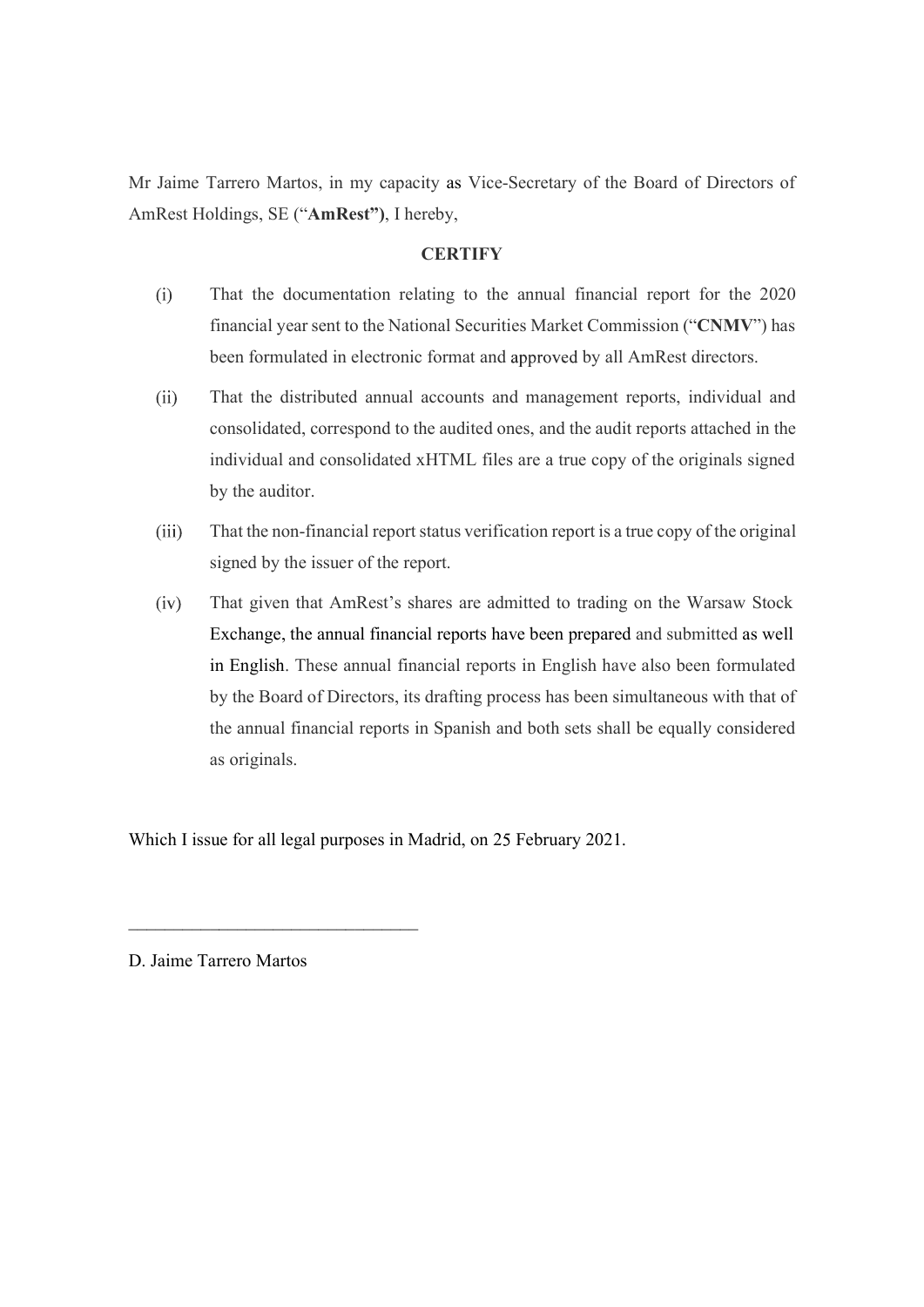Mr Jaime Tarrero Martos, in my capacity as Vice-Secretary of the Board of Directors of AmRest Holdings, SE ("**AmRest")**, I hereby,

**CERTIFY**

(i) That the documentation relating to the annual financial report for the 2020 financial year sent to the National Securities Market Commission ("**CNMV**") has been formulated in electronic format and approved by all AmRest directors.

(ii) That the distributed annual accounts and management reports, individual and consolidated, correspond to the audited ones, and the audit reports attached in the individual and consolidated xHTML files are a true copy of the originals signed by the auditor.

(iii) That the non-financial report status verification report is a true copy of the original signed by the issuer of the report.

(iv) That given that AmRest's shares are admitted to trading on the Warsaw Stock Exchange, the annual financial reports have been prepared and submitted as well in English. These annual financial reports in English have also been formulated by the Board of Directors, its drafting process has been simultaneous with that of the annual financial reports in Spanish and both sets shall be equally considered as originals.

Which I issue for all legal purposes in Madrid, on 25 February 2021.

\_\_\_\_\_\_\_\_\_\_\_\_\_\_\_\_\_\_\_\_\_\_\_\_\_\_\_\_\_\_\_\_

D. Jaime Tarrero Martos